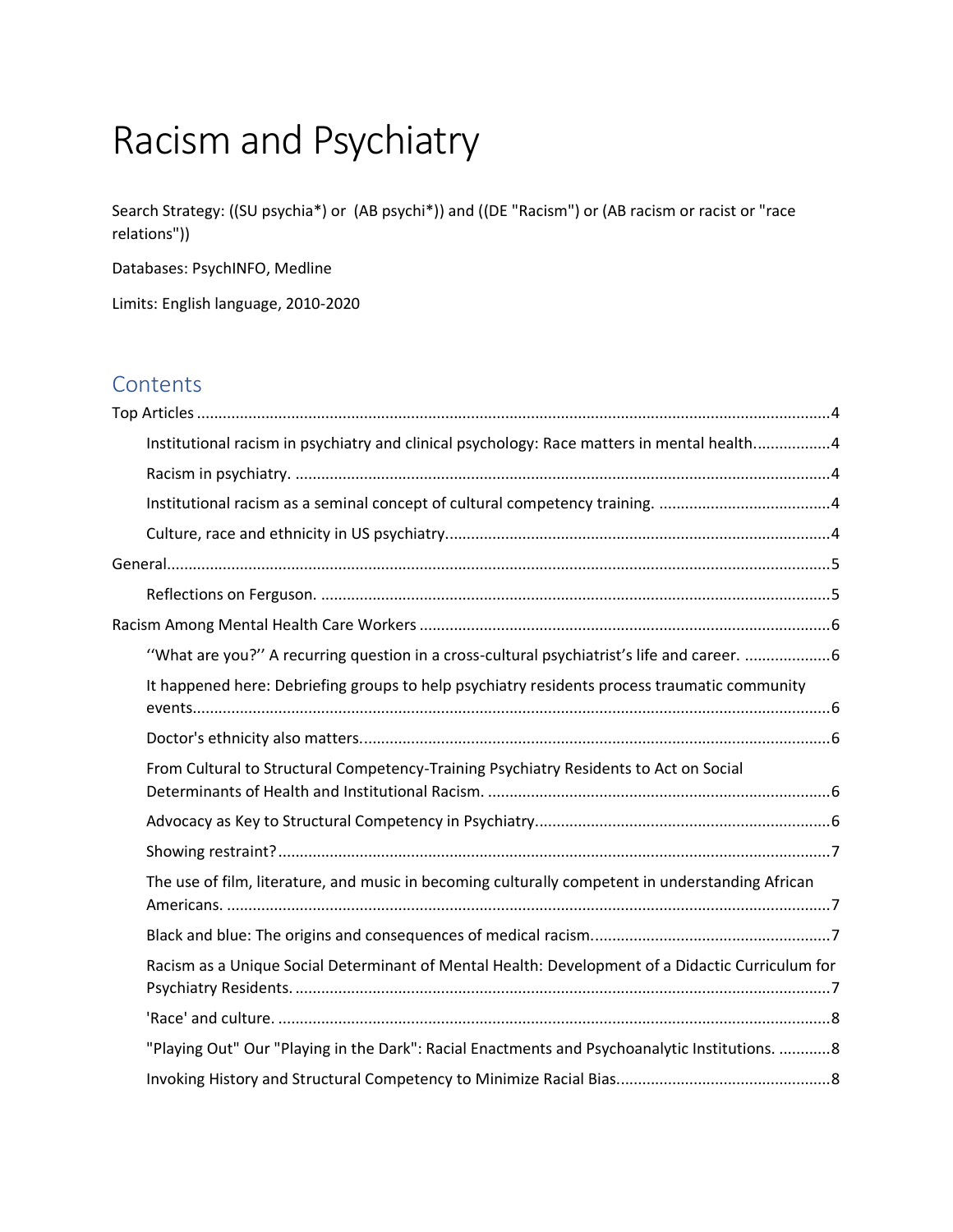# Racism and Psychiatry

Search Strategy: ((SU psychia*) or (AB psychi*)) and ((DE "Racism") or (AB racism or racist or "race relations"))

Databases: PsychINFO, Medline

Limits: English language, 2010-2020

## Contents

Top Articles ....................................................................................................................................4

- Institutional racism in psychiatry and clinical psychology: Race matters in mental health..................4
- Racism in psychiatry. ............................................................................................................4
- Institutional racism as a seminal concept of cultural competency training. ........................................4
- Culture, race and ethnicity in US psychiatry..........................................................................................4

General..........................................................................................................................................5

- Reflections on Ferguson. .......................................................................................................5

Racism Among Mental Health Care Workers ................................................................................6

- ''What are you?'' A recurring question in a cross-cultural psychiatrist's life and career. ....................6
- It happened here: Debriefing groups to help psychiatry residents process traumatic community events....................................................................................................................................6
- Doctor's ethnicity also matters.............................................................................................6
- From Cultural to Structural Competency-Training Psychiatry Residents to Act on Social Determinants of Health and Institutional Racism. ...............................................................................6
- Advocacy as Key to Structural Competency in Psychiatry.....................................................................6
- Showing restraint?.................................................................................................................7
- The use of film, literature, and music in becoming culturally competent in understanding African Americans. ............................................................................................................................7
- Black and blue: The origins and consequences of medical racism........................................................7
- Racism as a Unique Social Determinant of Mental Health: Development of a Didactic Curriculum for Psychiatry Residents. ............................................................................................................7
- 'Race' and culture. .................................................................................................................8
- "Playing Out" Our "Playing in the Dark": Racial Enactments and Psychoanalytic Institutions. ............8
- Invoking History and Structural Competency to Minimize Racial Bias..................................................8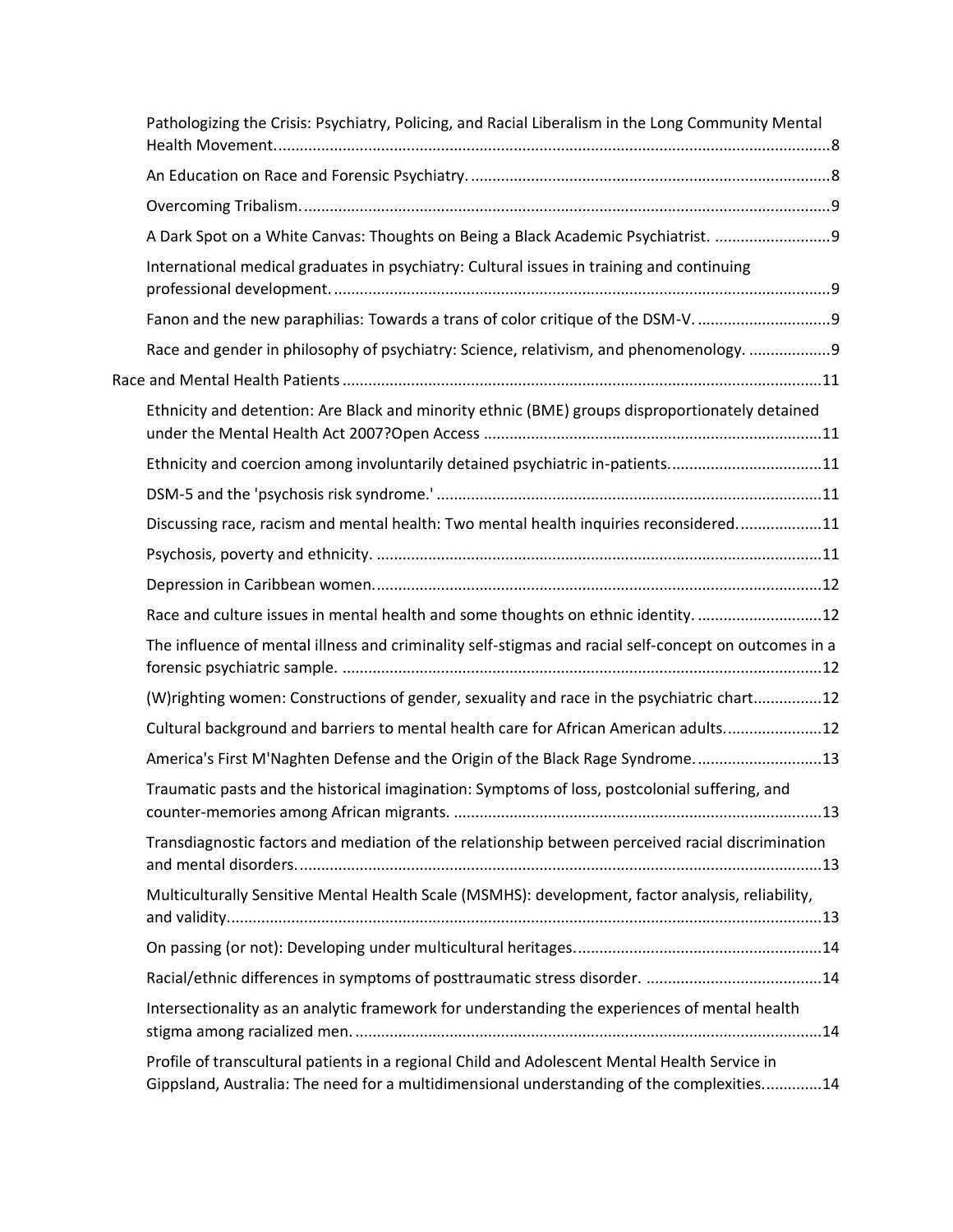- Pathologizing the Crisis: Psychiatry, Policing, and Racial Liberalism in the Long Community Mental Health Movement. 8
- An Education on Race and Forensic Psychiatry. 8
- Overcoming Tribalism. 9
- A Dark Spot on a White Canvas: Thoughts on Being a Black Academic Psychiatrist. 9
- International medical graduates in psychiatry: Cultural issues in training and continuing professional development. 9
- Fanon and the new paraphilias: Towards a trans of color critique of the DSM-V. 9
- Race and gender in philosophy of psychiatry: Science, relativism, and phenomenology. 9

Race and Mental Health Patients 11

- Ethnicity and detention: Are Black and minority ethnic (BME) groups disproportionately detained under the Mental Health Act 2007?Open Access 11
- Ethnicity and coercion among involuntarily detained psychiatric in-patients. 11
- DSM-5 and the 'psychosis risk syndrome.' 11
- Discussing race, racism and mental health: Two mental health inquiries reconsidered. 11
- Psychosis, poverty and ethnicity. 11
- Depression in Caribbean women. 12
- Race and culture issues in mental health and some thoughts on ethnic identity. 12
- The influence of mental illness and criminality self-stigmas and racial self-concept on outcomes in a forensic psychiatric sample. 12
- (W)righting women: Constructions of gender, sexuality and race in the psychiatric chart 12
- Cultural background and barriers to mental health care for African American adults. 12
- America's First M'Naghten Defense and the Origin of the Black Rage Syndrome. 13
- Traumatic pasts and the historical imagination: Symptoms of loss, postcolonial suffering, and counter-memories among African migrants. 13
- Transdiagnostic factors and mediation of the relationship between perceived racial discrimination and mental disorders. 13
- Multiculturally Sensitive Mental Health Scale (MSMHS): development, factor analysis, reliability, and validity. 13
- On passing (or not): Developing under multicultural heritages. 14
- Racial/ethnic differences in symptoms of posttraumatic stress disorder. 14
- Intersectionality as an analytic framework for understanding the experiences of mental health stigma among racialized men. 14
- Profile of transcultural patients in a regional Child and Adolescent Mental Health Service in Gippsland, Australia: The need for a multidimensional understanding of the complexities. 14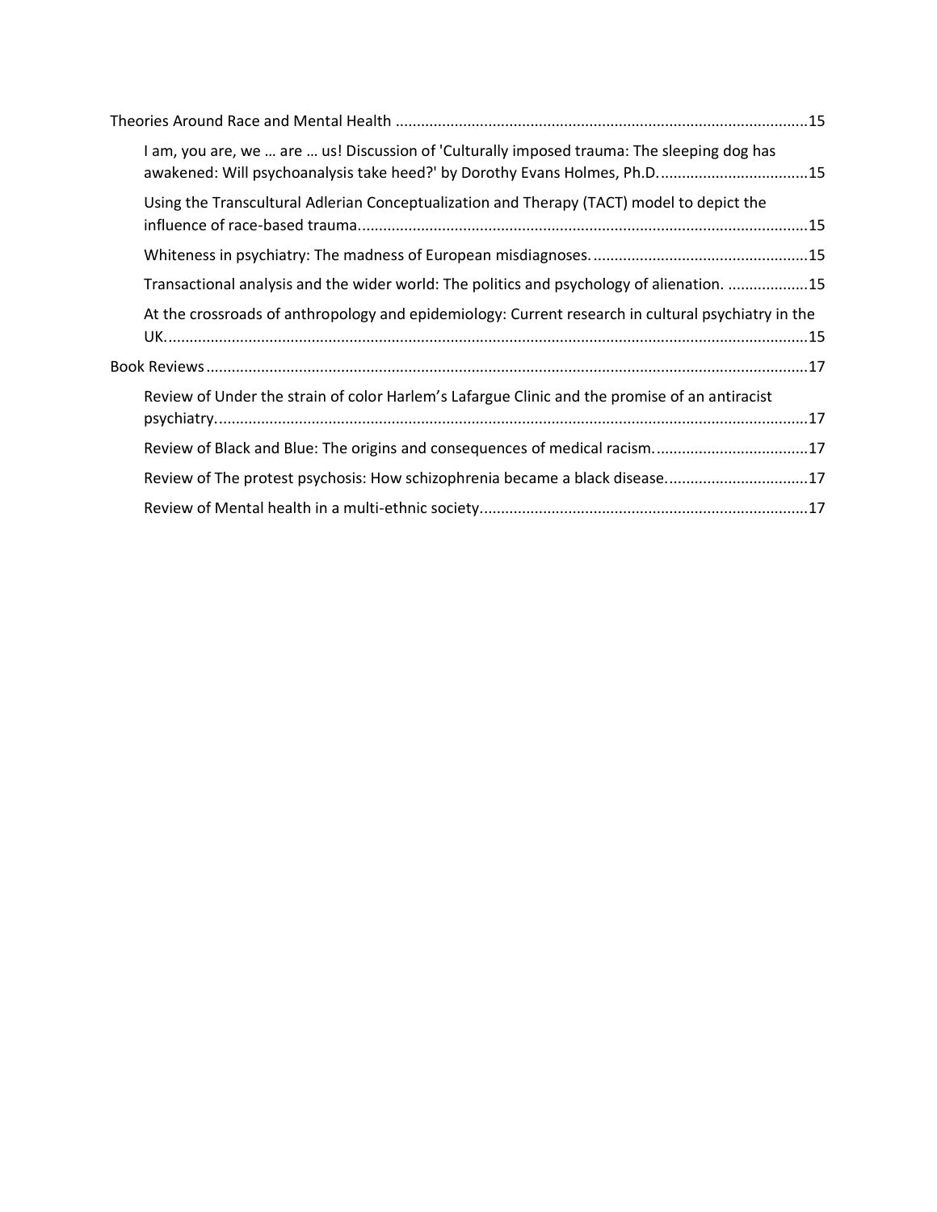- Theories Around Race and Mental Health ........................................................................................15
  - I am, you are, we … are … us! Discussion of 'Culturally imposed trauma: The sleeping dog has awakened: Will psychoanalysis take heed?' by Dorothy Evans Holmes, Ph.D. ...................................15
  - Using the Transcultural Adlerian Conceptualization and Therapy (TACT) model to depict the influence of race-based trauma.........................................................................................................15
  - Whiteness in psychiatry: The madness of European misdiagnoses. ...................................................15
  - Transactional analysis and the wider world: The politics and psychology of alienation. ...................15
  - At the crossroads of anthropology and epidemiology: Current research in cultural psychiatry in the UK.......................................................................................................................................................15
- Book Reviews.............................................................................................................................................17
  - Review of Under the strain of color Harlem's Lafargue Clinic and the promise of an antiracist psychiatry...........................................................................................................................................17
  - Review of Black and Blue: The origins and consequences of medical racism....................................17
  - Review of The protest psychosis: How schizophrenia became a black disease.................................17
  - Review of Mental health in a multi-ethnic society.............................................................................17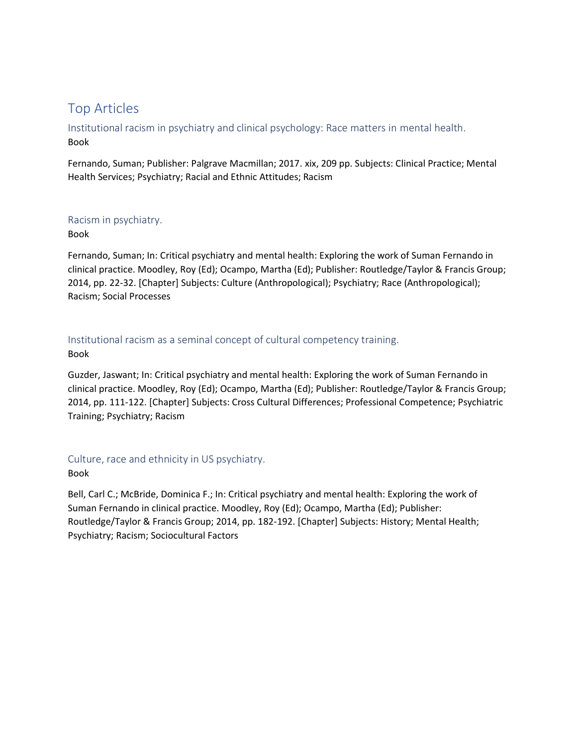# Top Articles

### Institutional racism in psychiatry and clinical psychology: Race matters in mental health.

Book

Fernando, Suman; Publisher: Palgrave Macmillan; 2017. xix, 209 pp. Subjects: Clinical Practice; Mental Health Services; Psychiatry; Racial and Ethnic Attitudes; Racism

### Racism in psychiatry.

Book

Fernando, Suman; In: Critical psychiatry and mental health: Exploring the work of Suman Fernando in clinical practice. Moodley, Roy (Ed); Ocampo, Martha (Ed); Publisher: Routledge/Taylor & Francis Group; 2014, pp. 22-32. [Chapter] Subjects: Culture (Anthropological); Psychiatry; Race (Anthropological); Racism; Social Processes

### Institutional racism as a seminal concept of cultural competency training.

Book

Guzder, Jaswant; In: Critical psychiatry and mental health: Exploring the work of Suman Fernando in clinical practice. Moodley, Roy (Ed); Ocampo, Martha (Ed); Publisher: Routledge/Taylor & Francis Group; 2014, pp. 111-122. [Chapter] Subjects: Cross Cultural Differences; Professional Competence; Psychiatric Training; Psychiatry; Racism

### Culture, race and ethnicity in US psychiatry.

Book

Bell, Carl C.; McBride, Dominica F.; In: Critical psychiatry and mental health: Exploring the work of Suman Fernando in clinical practice. Moodley, Roy (Ed); Ocampo, Martha (Ed); Publisher: Routledge/Taylor & Francis Group; 2014, pp. 182-192. [Chapter] Subjects: History; Mental Health; Psychiatry; Racism; Sociocultural Factors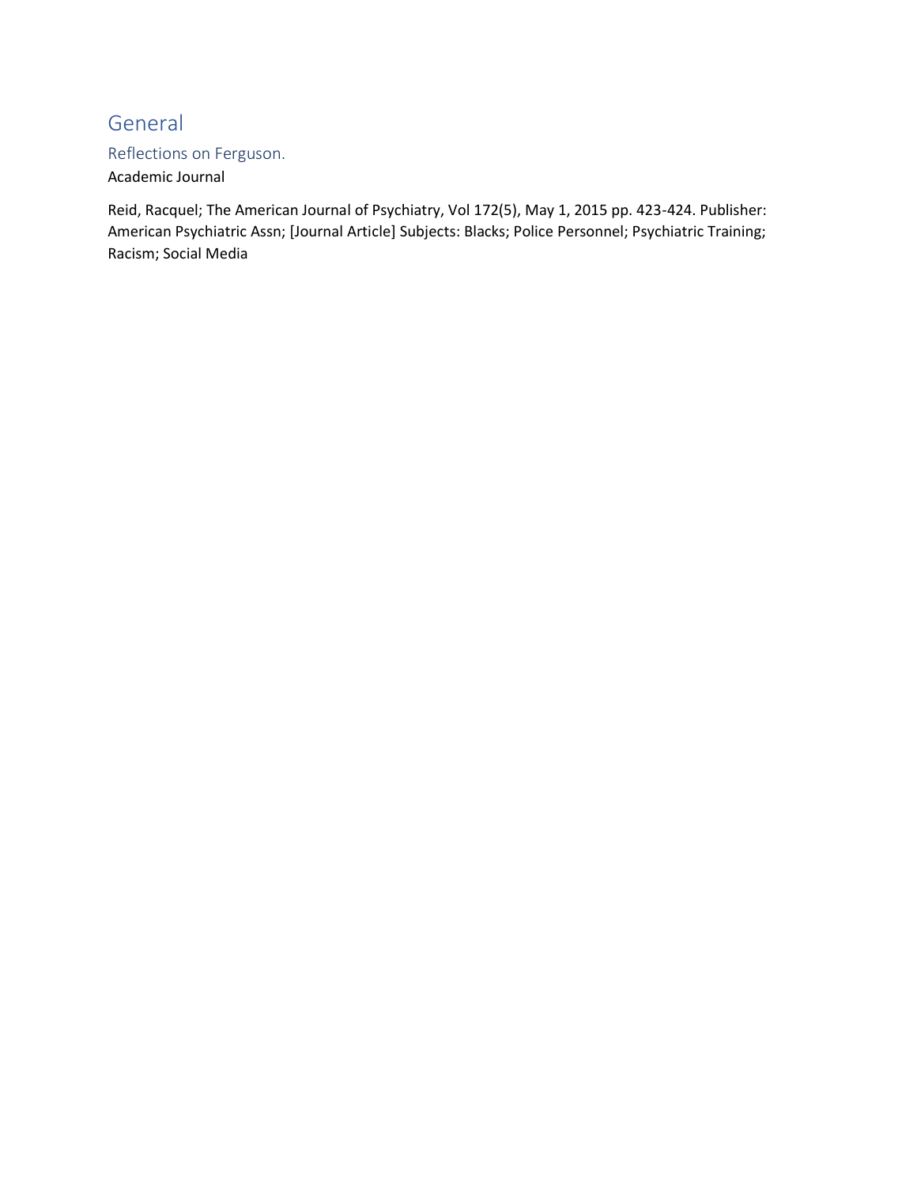# General

## Reflections on Ferguson.

Academic Journal

Reid, Racquel; The American Journal of Psychiatry, Vol 172(5), May 1, 2015 pp. 423-424. Publisher: American Psychiatric Assn; [Journal Article] Subjects: Blacks; Police Personnel; Psychiatric Training; Racism; Social Media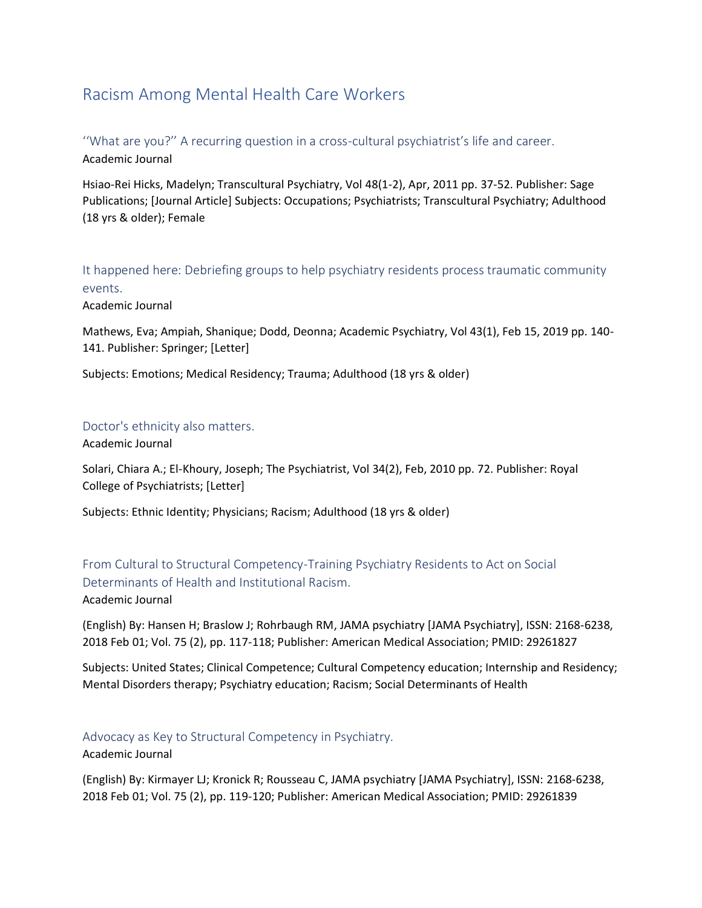# Racism Among Mental Health Care Workers

## ''What are you?'' A recurring question in a cross-cultural psychiatrist's life and career.

Academic Journal

Hsiao-Rei Hicks, Madelyn; Transcultural Psychiatry, Vol 48(1-2), Apr, 2011 pp. 37-52. Publisher: Sage Publications; [Journal Article] Subjects: Occupations; Psychiatrists; Transcultural Psychiatry; Adulthood (18 yrs & older); Female

## It happened here: Debriefing groups to help psychiatry residents process traumatic community events.

Academic Journal

Mathews, Eva; Ampiah, Shanique; Dodd, Deonna; Academic Psychiatry, Vol 43(1), Feb 15, 2019 pp. 140-141. Publisher: Springer; [Letter]

Subjects: Emotions; Medical Residency; Trauma; Adulthood (18 yrs & older)

## Doctor's ethnicity also matters.

Academic Journal

Solari, Chiara A.; El-Khoury, Joseph; The Psychiatrist, Vol 34(2), Feb, 2010 pp. 72. Publisher: Royal College of Psychiatrists; [Letter]

Subjects: Ethnic Identity; Physicians; Racism; Adulthood (18 yrs & older)

## From Cultural to Structural Competency-Training Psychiatry Residents to Act on Social Determinants of Health and Institutional Racism.

Academic Journal

(English) By: Hansen H; Braslow J; Rohrbaugh RM, JAMA psychiatry [JAMA Psychiatry], ISSN: 2168-6238, 2018 Feb 01; Vol. 75 (2), pp. 117-118; Publisher: American Medical Association; PMID: 29261827

Subjects: United States; Clinical Competence; Cultural Competency education; Internship and Residency; Mental Disorders therapy; Psychiatry education; Racism; Social Determinants of Health

## Advocacy as Key to Structural Competency in Psychiatry.

Academic Journal

(English) By: Kirmayer LJ; Kronick R; Rousseau C, JAMA psychiatry [JAMA Psychiatry], ISSN: 2168-6238, 2018 Feb 01; Vol. 75 (2), pp. 119-120; Publisher: American Medical Association; PMID: 29261839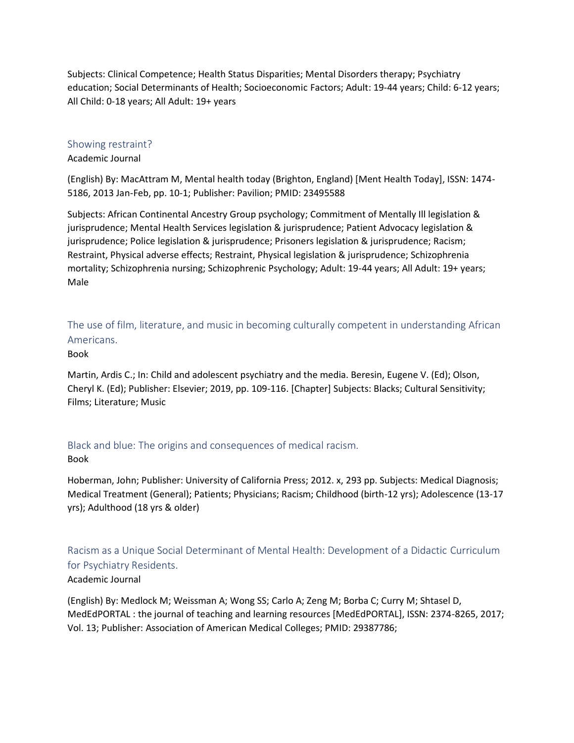Subjects: Clinical Competence; Health Status Disparities; Mental Disorders therapy; Psychiatry education; Social Determinants of Health; Socioeconomic Factors; Adult: 19-44 years; Child: 6-12 years; All Child: 0-18 years; All Adult: 19+ years

### Showing restraint?

Academic Journal

(English) By: MacAttram M, Mental health today (Brighton, England) [Ment Health Today], ISSN: 1474-5186, 2013 Jan-Feb, pp. 10-1; Publisher: Pavilion; PMID: 23495588

Subjects: African Continental Ancestry Group psychology; Commitment of Mentally Ill legislation & jurisprudence; Mental Health Services legislation & jurisprudence; Patient Advocacy legislation & jurisprudence; Police legislation & jurisprudence; Prisoners legislation & jurisprudence; Racism; Restraint, Physical adverse effects; Restraint, Physical legislation & jurisprudence; Schizophrenia mortality; Schizophrenia nursing; Schizophrenic Psychology; Adult: 19-44 years; All Adult: 19+ years; Male

### The use of film, literature, and music in becoming culturally competent in understanding African Americans.

Book

Martin, Ardis C.; In: Child and adolescent psychiatry and the media. Beresin, Eugene V. (Ed); Olson, Cheryl K. (Ed); Publisher: Elsevier; 2019, pp. 109-116. [Chapter] Subjects: Blacks; Cultural Sensitivity; Films; Literature; Music

### Black and blue: The origins and consequences of medical racism.

Book

Hoberman, John; Publisher: University of California Press; 2012. x, 293 pp. Subjects: Medical Diagnosis; Medical Treatment (General); Patients; Physicians; Racism; Childhood (birth-12 yrs); Adolescence (13-17 yrs); Adulthood (18 yrs & older)

### Racism as a Unique Social Determinant of Mental Health: Development of a Didactic Curriculum for Psychiatry Residents.

Academic Journal

(English) By: Medlock M; Weissman A; Wong SS; Carlo A; Zeng M; Borba C; Curry M; Shtasel D, MedEdPORTAL : the journal of teaching and learning resources [MedEdPORTAL], ISSN: 2374-8265, 2017; Vol. 13; Publisher: Association of American Medical Colleges; PMID: 29387786;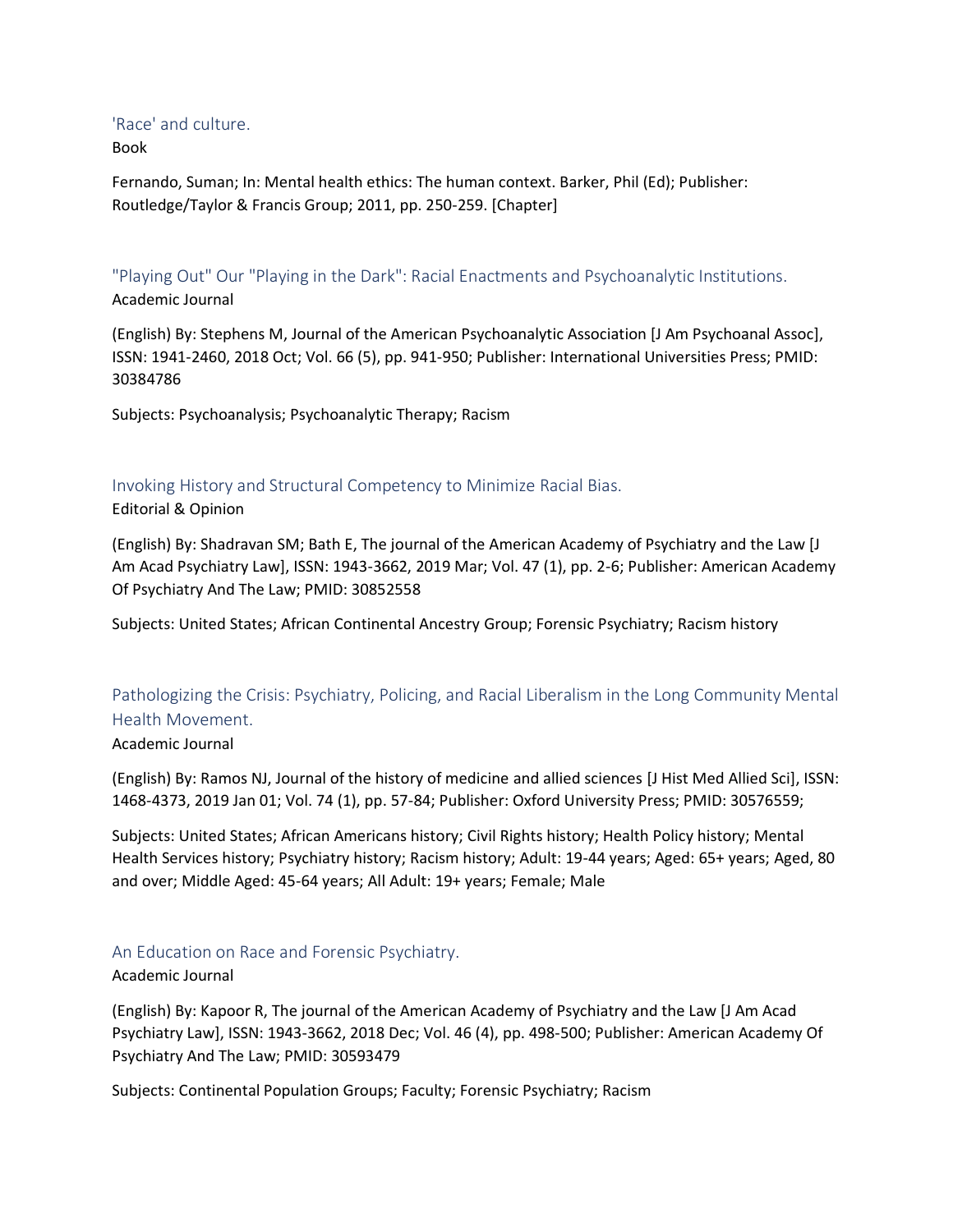### 'Race' and culture.

Book

Fernando, Suman; In: Mental health ethics: The human context. Barker, Phil (Ed); Publisher: Routledge/Taylor & Francis Group; 2011, pp. 250-259. [Chapter]

### "Playing Out" Our "Playing in the Dark": Racial Enactments and Psychoanalytic Institutions.

Academic Journal

(English) By: Stephens M, Journal of the American Psychoanalytic Association [J Am Psychoanal Assoc], ISSN: 1941-2460, 2018 Oct; Vol. 66 (5), pp. 941-950; Publisher: International Universities Press; PMID: 30384786

Subjects: Psychoanalysis; Psychoanalytic Therapy; Racism

### Invoking History and Structural Competency to Minimize Racial Bias.

Editorial & Opinion

(English) By: Shadravan SM; Bath E, The journal of the American Academy of Psychiatry and the Law [J Am Acad Psychiatry Law], ISSN: 1943-3662, 2019 Mar; Vol. 47 (1), pp. 2-6; Publisher: American Academy Of Psychiatry And The Law; PMID: 30852558

Subjects: United States; African Continental Ancestry Group; Forensic Psychiatry; Racism history

### Pathologizing the Crisis: Psychiatry, Policing, and Racial Liberalism in the Long Community Mental Health Movement.

Academic Journal

(English) By: Ramos NJ, Journal of the history of medicine and allied sciences [J Hist Med Allied Sci], ISSN: 1468-4373, 2019 Jan 01; Vol. 74 (1), pp. 57-84; Publisher: Oxford University Press; PMID: 30576559;

Subjects: United States; African Americans history; Civil Rights history; Health Policy history; Mental Health Services history; Psychiatry history; Racism history; Adult: 19-44 years; Aged: 65+ years; Aged, 80 and over; Middle Aged: 45-64 years; All Adult: 19+ years; Female; Male

### An Education on Race and Forensic Psychiatry.

Academic Journal

(English) By: Kapoor R, The journal of the American Academy of Psychiatry and the Law [J Am Acad Psychiatry Law], ISSN: 1943-3662, 2018 Dec; Vol. 46 (4), pp. 498-500; Publisher: American Academy Of Psychiatry And The Law; PMID: 30593479

Subjects: Continental Population Groups; Faculty; Forensic Psychiatry; Racism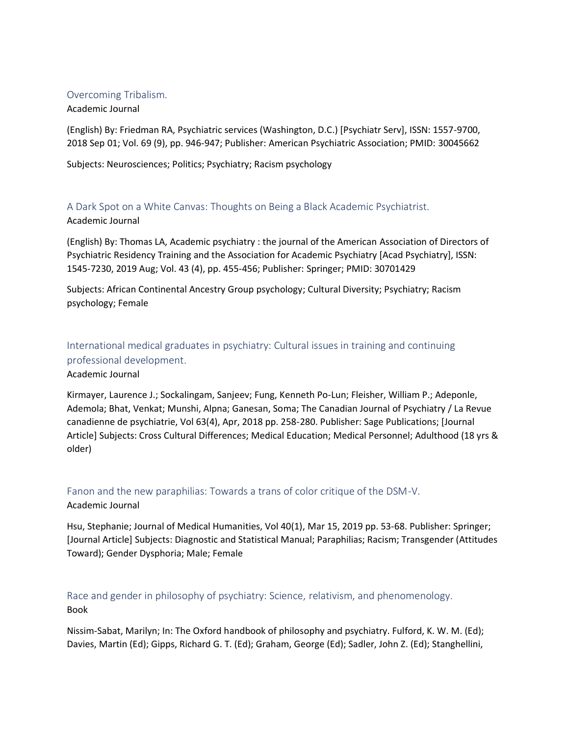### Overcoming Tribalism.

Academic Journal

(English) By: Friedman RA, Psychiatric services (Washington, D.C.) [Psychiatr Serv], ISSN: 1557-9700, 2018 Sep 01; Vol. 69 (9), pp. 946-947; Publisher: American Psychiatric Association; PMID: 30045662

Subjects: Neurosciences; Politics; Psychiatry; Racism psychology

### A Dark Spot on a White Canvas: Thoughts on Being a Black Academic Psychiatrist.

Academic Journal

(English) By: Thomas LA, Academic psychiatry : the journal of the American Association of Directors of Psychiatric Residency Training and the Association for Academic Psychiatry [Acad Psychiatry], ISSN: 1545-7230, 2019 Aug; Vol. 43 (4), pp. 455-456; Publisher: Springer; PMID: 30701429

Subjects: African Continental Ancestry Group psychology; Cultural Diversity; Psychiatry; Racism psychology; Female

### International medical graduates in psychiatry: Cultural issues in training and continuing professional development.

Academic Journal

Kirmayer, Laurence J.; Sockalingam, Sanjeev; Fung, Kenneth Po-Lun; Fleisher, William P.; Adeponle, Ademola; Bhat, Venkat; Munshi, Alpna; Ganesan, Soma; The Canadian Journal of Psychiatry / La Revue canadienne de psychiatrie, Vol 63(4), Apr, 2018 pp. 258-280. Publisher: Sage Publications; [Journal Article] Subjects: Cross Cultural Differences; Medical Education; Medical Personnel; Adulthood (18 yrs & older)

### Fanon and the new paraphilias: Towards a trans of color critique of the DSM-V.

Academic Journal

Hsu, Stephanie; Journal of Medical Humanities, Vol 40(1), Mar 15, 2019 pp. 53-68. Publisher: Springer; [Journal Article] Subjects: Diagnostic and Statistical Manual; Paraphilias; Racism; Transgender (Attitudes Toward); Gender Dysphoria; Male; Female

### Race and gender in philosophy of psychiatry: Science, relativism, and phenomenology.

Book

Nissim-Sabat, Marilyn; In: The Oxford handbook of philosophy and psychiatry. Fulford, K. W. M. (Ed); Davies, Martin (Ed); Gipps, Richard G. T. (Ed); Graham, George (Ed); Sadler, John Z. (Ed); Stanghellini,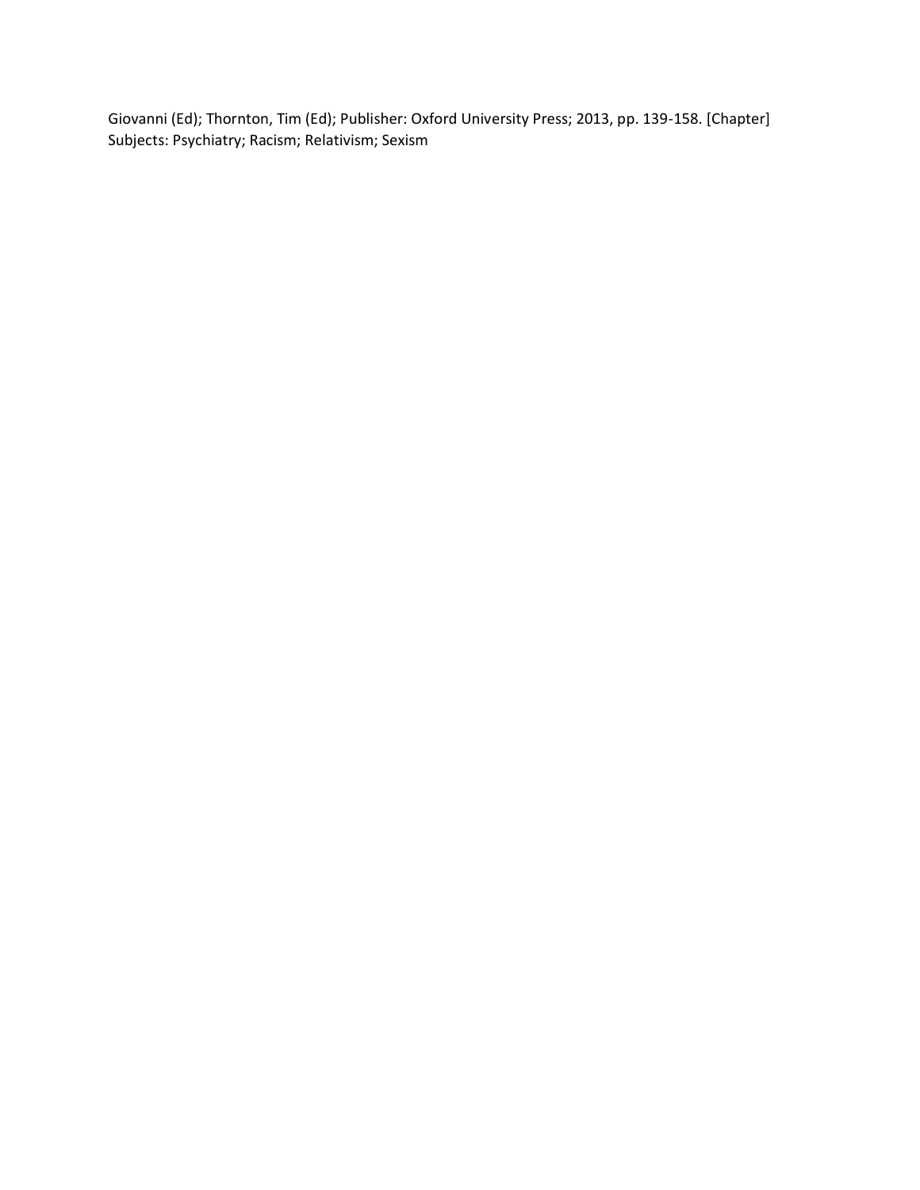Giovanni (Ed); Thornton, Tim (Ed); Publisher: Oxford University Press; 2013, pp. 139-158. [Chapter]
Subjects: Psychiatry; Racism; Relativism; Sexism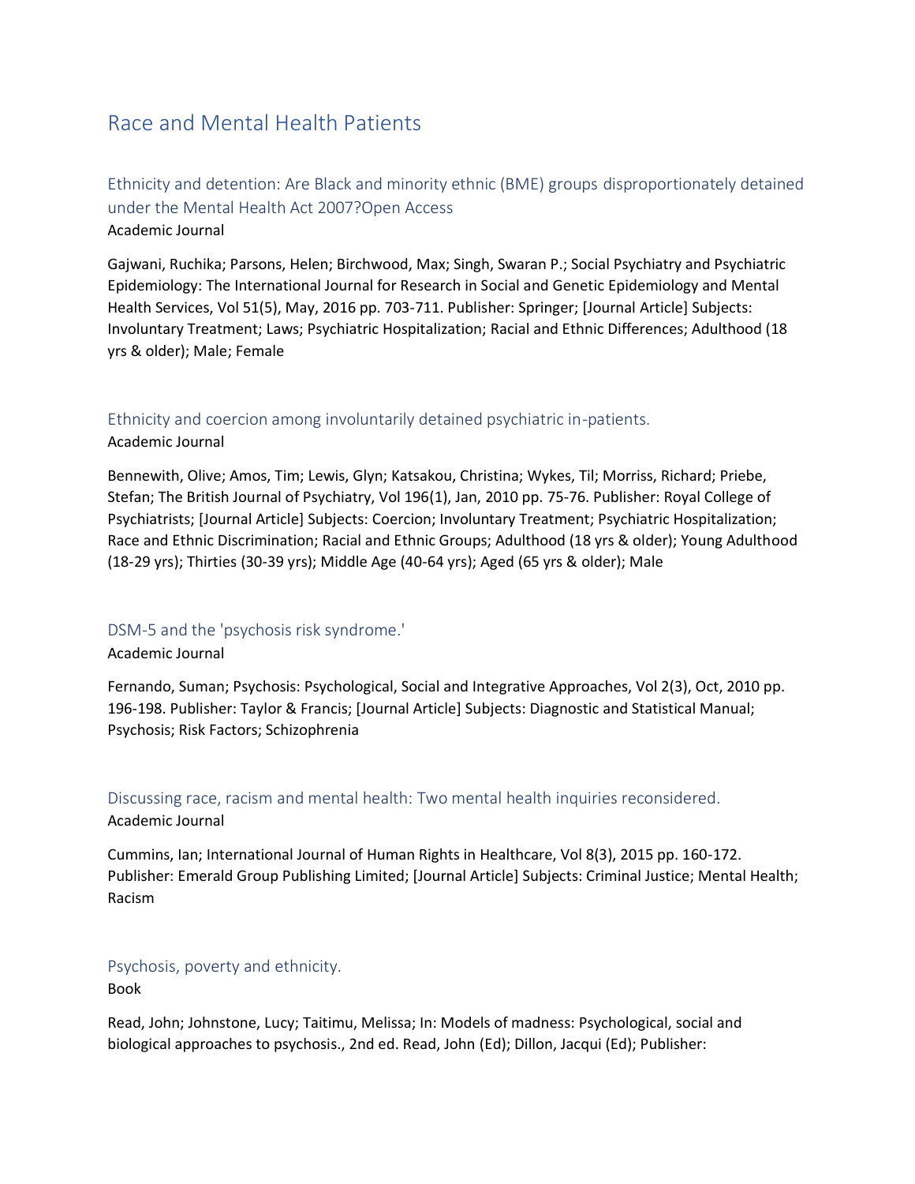# Race and Mental Health Patients

## Ethnicity and detention: Are Black and minority ethnic (BME) groups disproportionately detained under the Mental Health Act 2007?Open Access

Academic Journal

Gajwani, Ruchika; Parsons, Helen; Birchwood, Max; Singh, Swaran P.; Social Psychiatry and Psychiatric Epidemiology: The International Journal for Research in Social and Genetic Epidemiology and Mental Health Services, Vol 51(5), May, 2016 pp. 703-711. Publisher: Springer; [Journal Article] Subjects: Involuntary Treatment; Laws; Psychiatric Hospitalization; Racial and Ethnic Differences; Adulthood (18 yrs & older); Male; Female

## Ethnicity and coercion among involuntarily detained psychiatric in-patients.

Academic Journal

Bennewith, Olive; Amos, Tim; Lewis, Glyn; Katsakou, Christina; Wykes, Til; Morriss, Richard; Priebe, Stefan; The British Journal of Psychiatry, Vol 196(1), Jan, 2010 pp. 75-76. Publisher: Royal College of Psychiatrists; [Journal Article] Subjects: Coercion; Involuntary Treatment; Psychiatric Hospitalization; Race and Ethnic Discrimination; Racial and Ethnic Groups; Adulthood (18 yrs & older); Young Adulthood (18-29 yrs); Thirties (30-39 yrs); Middle Age (40-64 yrs); Aged (65 yrs & older); Male

## DSM-5 and the 'psychosis risk syndrome.'

Academic Journal

Fernando, Suman; Psychosis: Psychological, Social and Integrative Approaches, Vol 2(3), Oct, 2010 pp. 196-198. Publisher: Taylor & Francis; [Journal Article] Subjects: Diagnostic and Statistical Manual; Psychosis; Risk Factors; Schizophrenia

## Discussing race, racism and mental health: Two mental health inquiries reconsidered.

Academic Journal

Cummins, Ian; International Journal of Human Rights in Healthcare, Vol 8(3), 2015 pp. 160-172. Publisher: Emerald Group Publishing Limited; [Journal Article] Subjects: Criminal Justice; Mental Health; Racism

## Psychosis, poverty and ethnicity.

Book

Read, John; Johnstone, Lucy; Taitimu, Melissa; In: Models of madness: Psychological, social and biological approaches to psychosis., 2nd ed. Read, John (Ed); Dillon, Jacqui (Ed); Publisher: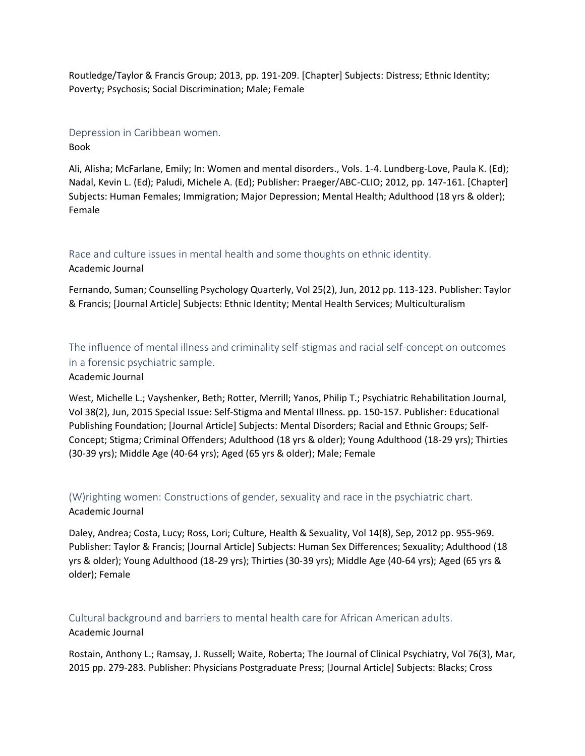Routledge/Taylor & Francis Group; 2013, pp. 191-209. [Chapter] Subjects: Distress; Ethnic Identity; Poverty; Psychosis; Social Discrimination; Male; Female

### Depression in Caribbean women.

Book

Ali, Alisha; McFarlane, Emily; In: Women and mental disorders., Vols. 1-4. Lundberg-Love, Paula K. (Ed); Nadal, Kevin L. (Ed); Paludi, Michele A. (Ed); Publisher: Praeger/ABC-CLIO; 2012, pp. 147-161. [Chapter] Subjects: Human Females; Immigration; Major Depression; Mental Health; Adulthood (18 yrs & older); Female

### Race and culture issues in mental health and some thoughts on ethnic identity.

Academic Journal

Fernando, Suman; Counselling Psychology Quarterly, Vol 25(2), Jun, 2012 pp. 113-123. Publisher: Taylor & Francis; [Journal Article] Subjects: Ethnic Identity; Mental Health Services; Multiculturalism

### The influence of mental illness and criminality self-stigmas and racial self-concept on outcomes in a forensic psychiatric sample.

Academic Journal

West, Michelle L.; Vayshenker, Beth; Rotter, Merrill; Yanos, Philip T.; Psychiatric Rehabilitation Journal, Vol 38(2), Jun, 2015 Special Issue: Self-Stigma and Mental Illness. pp. 150-157. Publisher: Educational Publishing Foundation; [Journal Article] Subjects: Mental Disorders; Racial and Ethnic Groups; Self-Concept; Stigma; Criminal Offenders; Adulthood (18 yrs & older); Young Adulthood (18-29 yrs); Thirties (30-39 yrs); Middle Age (40-64 yrs); Aged (65 yrs & older); Male; Female

### (W)righting women: Constructions of gender, sexuality and race in the psychiatric chart.

Academic Journal

Daley, Andrea; Costa, Lucy; Ross, Lori; Culture, Health & Sexuality, Vol 14(8), Sep, 2012 pp. 955-969. Publisher: Taylor & Francis; [Journal Article] Subjects: Human Sex Differences; Sexuality; Adulthood (18 yrs & older); Young Adulthood (18-29 yrs); Thirties (30-39 yrs); Middle Age (40-64 yrs); Aged (65 yrs & older); Female

### Cultural background and barriers to mental health care for African American adults.

Academic Journal

Rostain, Anthony L.; Ramsay, J. Russell; Waite, Roberta; The Journal of Clinical Psychiatry, Vol 76(3), Mar, 2015 pp. 279-283. Publisher: Physicians Postgraduate Press; [Journal Article] Subjects: Blacks; Cross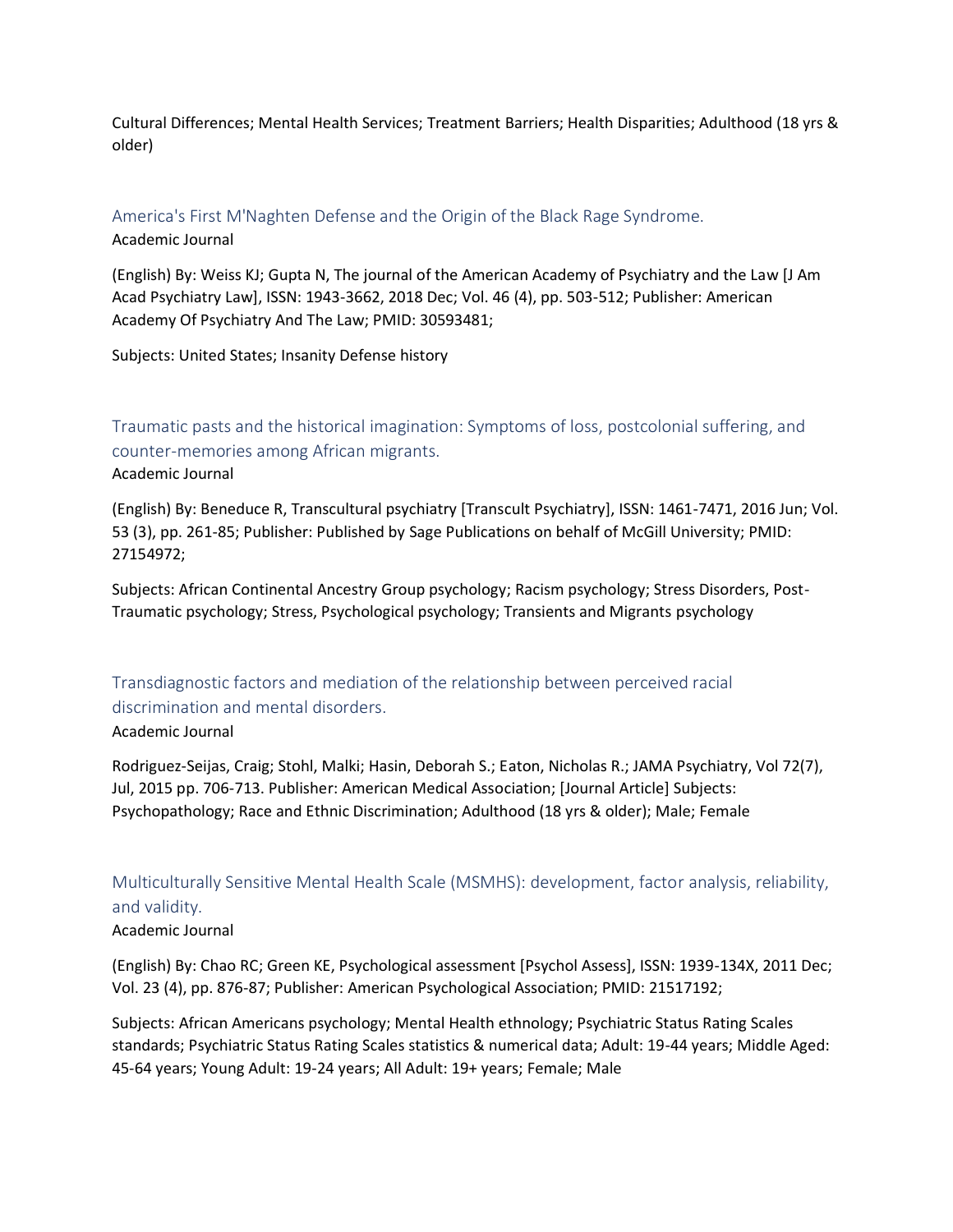Cultural Differences; Mental Health Services; Treatment Barriers; Health Disparities; Adulthood (18 yrs & older)

### America's First M'Naghten Defense and the Origin of the Black Rage Syndrome.

Academic Journal

(English) By: Weiss KJ; Gupta N, The journal of the American Academy of Psychiatry and the Law [J Am Acad Psychiatry Law], ISSN: 1943-3662, 2018 Dec; Vol. 46 (4), pp. 503-512; Publisher: American Academy Of Psychiatry And The Law; PMID: 30593481;

Subjects: United States; Insanity Defense history

### Traumatic pasts and the historical imagination: Symptoms of loss, postcolonial suffering, and counter-memories among African migrants.

Academic Journal

(English) By: Beneduce R, Transcultural psychiatry [Transcult Psychiatry], ISSN: 1461-7471, 2016 Jun; Vol. 53 (3), pp. 261-85; Publisher: Published by Sage Publications on behalf of McGill University; PMID: 27154972;

Subjects: African Continental Ancestry Group psychology; Racism psychology; Stress Disorders, Post-Traumatic psychology; Stress, Psychological psychology; Transients and Migrants psychology

### Transdiagnostic factors and mediation of the relationship between perceived racial discrimination and mental disorders.

Academic Journal

Rodriguez-Seijas, Craig; Stohl, Malki; Hasin, Deborah S.; Eaton, Nicholas R.; JAMA Psychiatry, Vol 72(7), Jul, 2015 pp. 706-713. Publisher: American Medical Association; [Journal Article] Subjects: Psychopathology; Race and Ethnic Discrimination; Adulthood (18 yrs & older); Male; Female

### Multiculturally Sensitive Mental Health Scale (MSMHS): development, factor analysis, reliability, and validity.

Academic Journal

(English) By: Chao RC; Green KE, Psychological assessment [Psychol Assess], ISSN: 1939-134X, 2011 Dec; Vol. 23 (4), pp. 876-87; Publisher: American Psychological Association; PMID: 21517192;

Subjects: African Americans psychology; Mental Health ethnology; Psychiatric Status Rating Scales standards; Psychiatric Status Rating Scales statistics & numerical data; Adult: 19-44 years; Middle Aged: 45-64 years; Young Adult: 19-24 years; All Adult: 19+ years; Female; Male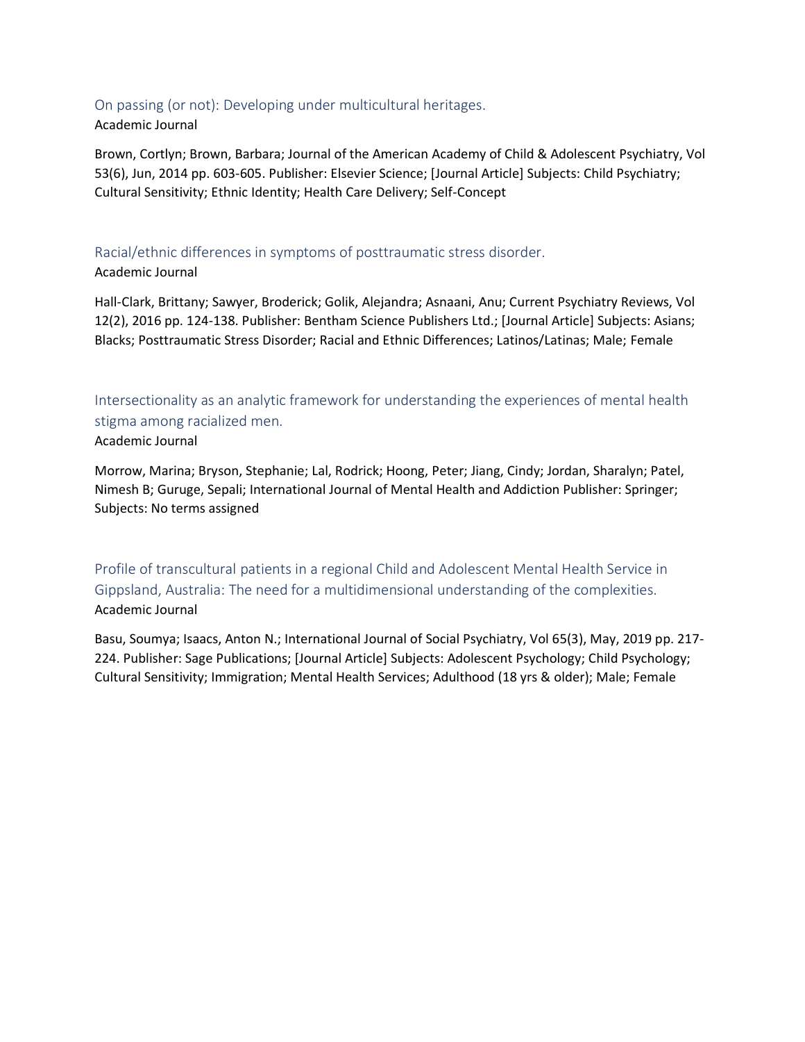### On passing (or not): Developing under multicultural heritages.

Academic Journal

Brown, Cortlyn; Brown, Barbara; Journal of the American Academy of Child & Adolescent Psychiatry, Vol 53(6), Jun, 2014 pp. 603-605. Publisher: Elsevier Science; [Journal Article] Subjects: Child Psychiatry; Cultural Sensitivity; Ethnic Identity; Health Care Delivery; Self-Concept

### Racial/ethnic differences in symptoms of posttraumatic stress disorder.

Academic Journal

Hall-Clark, Brittany; Sawyer, Broderick; Golik, Alejandra; Asnaani, Anu; Current Psychiatry Reviews, Vol 12(2), 2016 pp. 124-138. Publisher: Bentham Science Publishers Ltd.; [Journal Article] Subjects: Asians; Blacks; Posttraumatic Stress Disorder; Racial and Ethnic Differences; Latinos/Latinas; Male; Female

### Intersectionality as an analytic framework for understanding the experiences of mental health stigma among racialized men.

Academic Journal

Morrow, Marina; Bryson, Stephanie; Lal, Rodrick; Hoong, Peter; Jiang, Cindy; Jordan, Sharalyn; Patel, Nimesh B; Guruge, Sepali; International Journal of Mental Health and Addiction Publisher: Springer; Subjects: No terms assigned

### Profile of transcultural patients in a regional Child and Adolescent Mental Health Service in Gippsland, Australia: The need for a multidimensional understanding of the complexities.

Academic Journal

Basu, Soumya; Isaacs, Anton N.; International Journal of Social Psychiatry, Vol 65(3), May, 2019 pp. 217-224. Publisher: Sage Publications; [Journal Article] Subjects: Adolescent Psychology; Child Psychology; Cultural Sensitivity; Immigration; Mental Health Services; Adulthood (18 yrs & older); Male; Female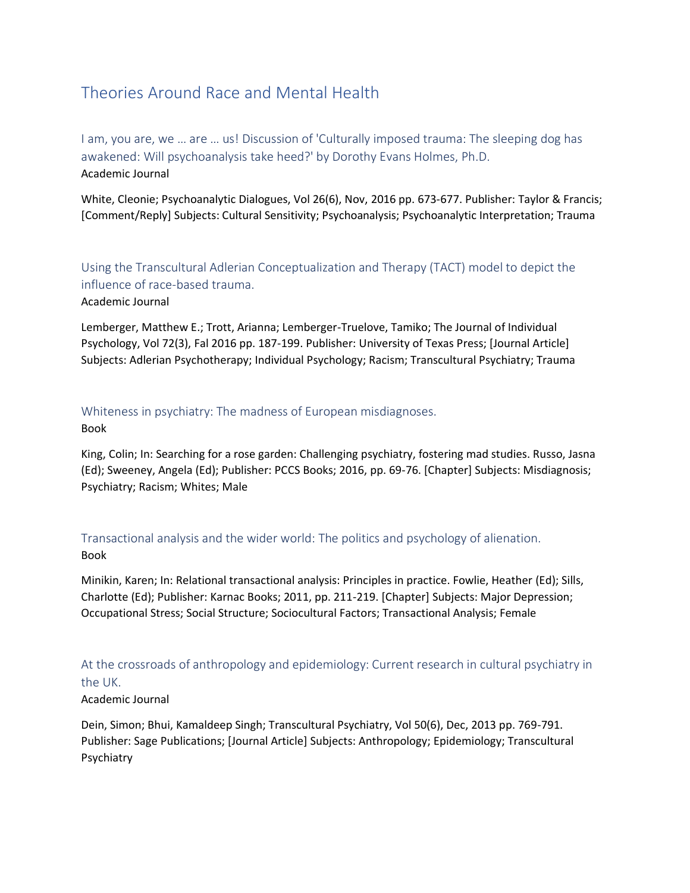# Theories Around Race and Mental Health

### I am, you are, we … are … us! Discussion of 'Culturally imposed trauma: The sleeping dog has awakened: Will psychoanalysis take heed?' by Dorothy Evans Holmes, Ph.D.

Academic Journal

White, Cleonie; Psychoanalytic Dialogues, Vol 26(6), Nov, 2016 pp. 673-677. Publisher: Taylor & Francis; [Comment/Reply] Subjects: Cultural Sensitivity; Psychoanalysis; Psychoanalytic Interpretation; Trauma

### Using the Transcultural Adlerian Conceptualization and Therapy (TACT) model to depict the influence of race-based trauma.

Academic Journal

Lemberger, Matthew E.; Trott, Arianna; Lemberger-Truelove, Tamiko; The Journal of Individual Psychology, Vol 72(3), Fal 2016 pp. 187-199. Publisher: University of Texas Press; [Journal Article] Subjects: Adlerian Psychotherapy; Individual Psychology; Racism; Transcultural Psychiatry; Trauma

### Whiteness in psychiatry: The madness of European misdiagnoses.

Book

King, Colin; In: Searching for a rose garden: Challenging psychiatry, fostering mad studies. Russo, Jasna (Ed); Sweeney, Angela (Ed); Publisher: PCCS Books; 2016, pp. 69-76. [Chapter] Subjects: Misdiagnosis; Psychiatry; Racism; Whites; Male

### Transactional analysis and the wider world: The politics and psychology of alienation.

Book

Minikin, Karen; In: Relational transactional analysis: Principles in practice. Fowlie, Heather (Ed); Sills, Charlotte (Ed); Publisher: Karnac Books; 2011, pp. 211-219. [Chapter] Subjects: Major Depression; Occupational Stress; Social Structure; Sociocultural Factors; Transactional Analysis; Female

### At the crossroads of anthropology and epidemiology: Current research in cultural psychiatry in the UK.

Academic Journal

Dein, Simon; Bhui, Kamaldeep Singh; Transcultural Psychiatry, Vol 50(6), Dec, 2013 pp. 769-791. Publisher: Sage Publications; [Journal Article] Subjects: Anthropology; Epidemiology; Transcultural Psychiatry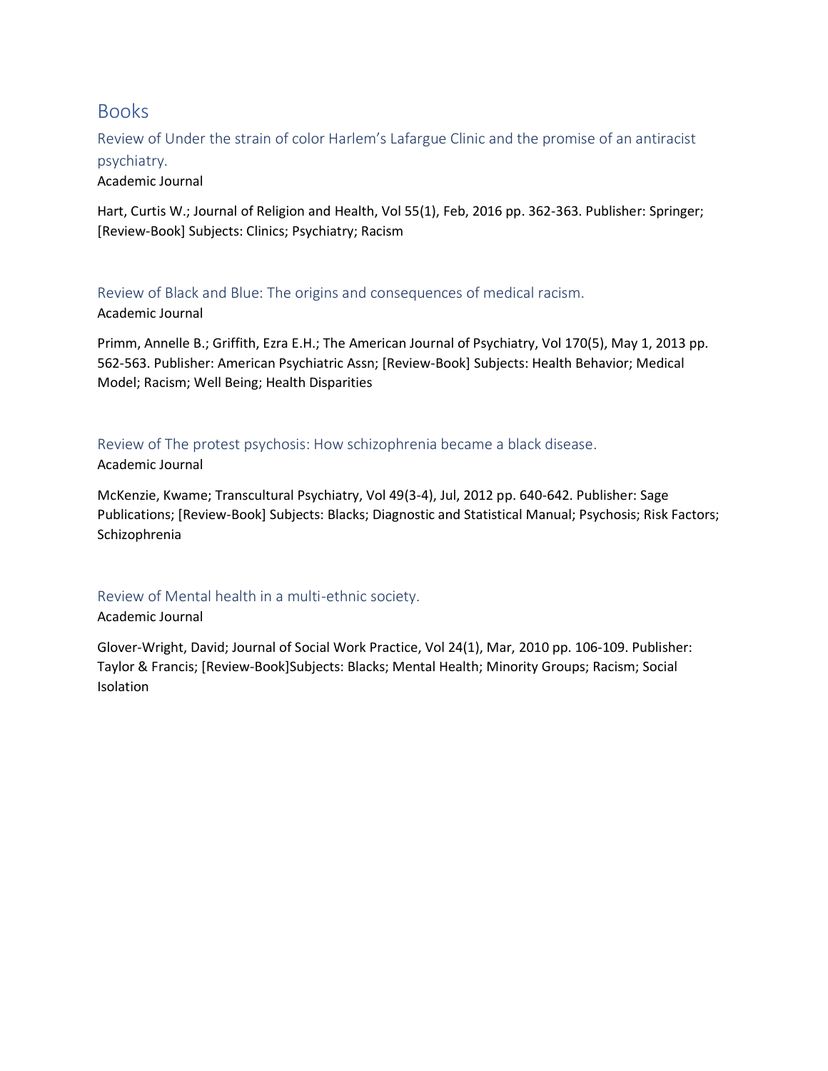## Books

### Review of Under the strain of color Harlem's Lafargue Clinic and the promise of an antiracist psychiatry.

Academic Journal

Hart, Curtis W.; Journal of Religion and Health, Vol 55(1), Feb, 2016 pp. 362-363. Publisher: Springer; [Review-Book] Subjects: Clinics; Psychiatry; Racism

### Review of Black and Blue: The origins and consequences of medical racism.

Academic Journal

Primm, Annelle B.; Griffith, Ezra E.H.; The American Journal of Psychiatry, Vol 170(5), May 1, 2013 pp. 562-563. Publisher: American Psychiatric Assn; [Review-Book] Subjects: Health Behavior; Medical Model; Racism; Well Being; Health Disparities

### Review of The protest psychosis: How schizophrenia became a black disease.

Academic Journal

McKenzie, Kwame; Transcultural Psychiatry, Vol 49(3-4), Jul, 2012 pp. 640-642. Publisher: Sage Publications; [Review-Book] Subjects: Blacks; Diagnostic and Statistical Manual; Psychosis; Risk Factors; Schizophrenia

### Review of Mental health in a multi-ethnic society.

Academic Journal

Glover-Wright, David; Journal of Social Work Practice, Vol 24(1), Mar, 2010 pp. 106-109. Publisher: Taylor & Francis; [Review-Book]Subjects: Blacks; Mental Health; Minority Groups; Racism; Social Isolation